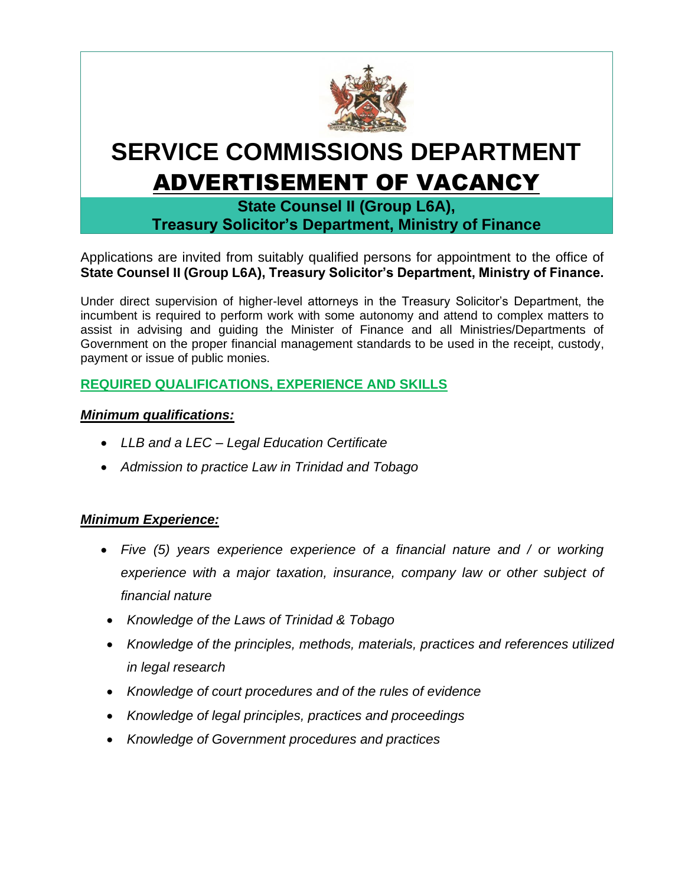# SERVICE COMMISSIONS DEPARTMENT

## ADVERTISEMENT OF VACANCY

**State Counsel II (Group L6A), Treasury Solicitor's Department, Ministry of Finance**

Applications are invited from suitably qualified persons for appointment to the office of **State Counsel II (Group L6A), Treasury Solicitor's Department, Ministry of Finance.**

Under direct supervision of higher-level attorneys in the Treasury Solicitor's Department, the incumbent is required to perform work with some autonomy and attend to complex matters to assist in advising and guiding the Minister of Finance and all Ministries/Departments of Government on the proper financial management standards to be used in the receipt, custody, payment or issue of public monies.

### REQUIRED QUALIFICATIONS, EXPERIENCE AND SKILLS

***Minimum qualifications:***

- *LLB and a LEC – Legal Education Certificate*
- *Admission to practice Law in Trinidad and Tobago*

***Minimum Experience:***

- *Five (5) years experience experience of a financial nature and / or working experience with a major taxation, insurance, company law or other subject of financial nature*
- *Knowledge of the Laws of Trinidad & Tobago*
- *Knowledge of the principles, methods, materials, practices and references utilized in legal research*
- *Knowledge of court procedures and of the rules of evidence*
- *Knowledge of legal principles, practices and proceedings*
- *Knowledge of Government procedures and practices*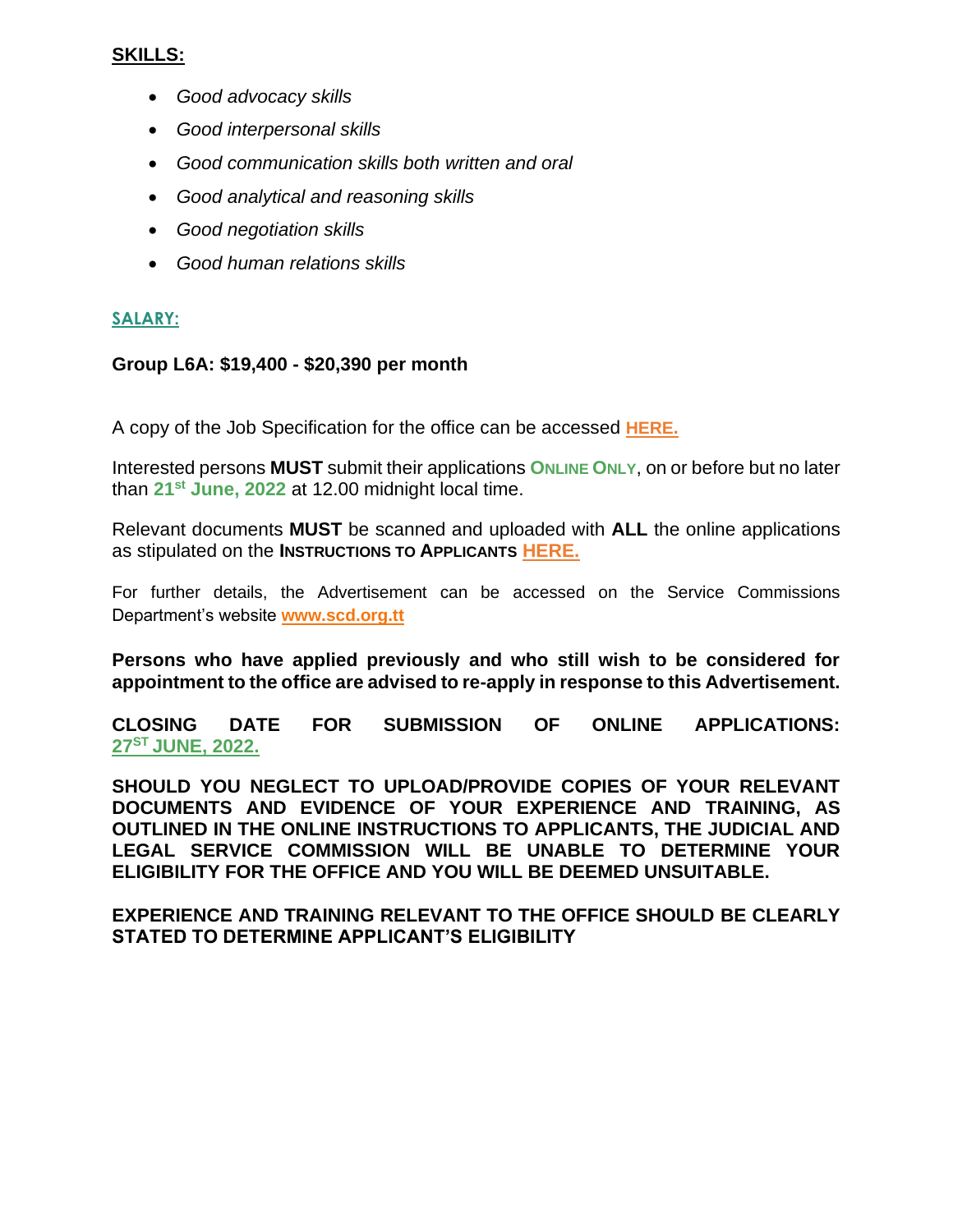**SKILLS:**

- *Good advocacy skills*
- *Good interpersonal skills*
- *Good communication skills both written and oral*
- *Good analytical and reasoning skills*
- *Good negotiation skills*
- *Good human relations skills*

**SALARY:**

**Group L6A: $19,400 - $20,390 per month**

A copy of the Job Specification for the office can be accessed **HERE.**

Interested persons **MUST** submit their applications **ONLINE ONLY**, on or before but no later than **21st June, 2022** at 12.00 midnight local time.

Relevant documents **MUST** be scanned and uploaded with **ALL** the online applications as stipulated on the **INSTRUCTIONS TO APPLICANTS** **HERE.**

For further details, the Advertisement can be accessed on the Service Commissions Department's website **www.scd.org.tt**

**Persons who have applied previously and who still wish to be considered for appointment to the office are advised to re-apply in response to this Advertisement.**

**CLOSING DATE FOR SUBMISSION OF ONLINE APPLICATIONS: 27ST JUNE, 2022.**

**SHOULD YOU NEGLECT TO UPLOAD/PROVIDE COPIES OF YOUR RELEVANT DOCUMENTS AND EVIDENCE OF YOUR EXPERIENCE AND TRAINING, AS OUTLINED IN THE ONLINE INSTRUCTIONS TO APPLICANTS, THE JUDICIAL AND LEGAL SERVICE COMMISSION WILL BE UNABLE TO DETERMINE YOUR ELIGIBILITY FOR THE OFFICE AND YOU WILL BE DEEMED UNSUITABLE.**

**EXPERIENCE AND TRAINING RELEVANT TO THE OFFICE SHOULD BE CLEARLY STATED TO DETERMINE APPLICANT'S ELIGIBILITY**